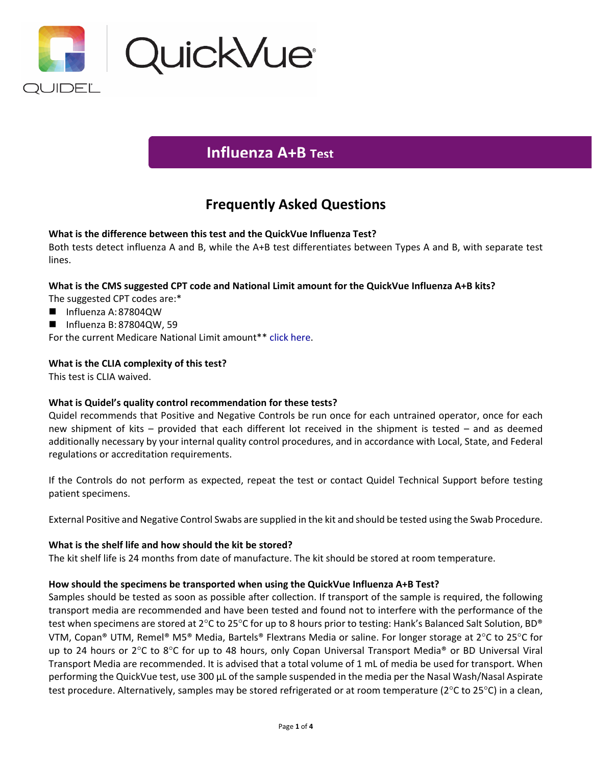QuickVue®

QUIDEL

## Influenza A+B Test

# Frequently Asked Questions

**What is the difference between this test and the QuickVue Influenza Test?**

Both tests detect influenza A and B, while the A+B test differentiates between Types A and B, with separate test lines.

**What is the CMS suggested CPT code and National Limit amount for the QuickVue Influenza A+B kits?**

The suggested CPT codes are:*

- Influenza A: 87804QW
- Influenza B: 87804QW, 59

For the current Medicare National Limit amount** click here.

**What is the CLIA complexity of this test?**

This test is CLIA waived.

**What is Quidel's quality control recommendation for these tests?**

Quidel recommends that Positive and Negative Controls be run once for each untrained operator, once for each new shipment of kits – provided that each different lot received in the shipment is tested – and as deemed additionally necessary by your internal quality control procedures, and in accordance with Local, State, and Federal regulations or accreditation requirements.

If the Controls do not perform as expected, repeat the test or contact Quidel Technical Support before testing patient specimens.

External Positive and Negative Control Swabs are supplied in the kit and should be tested using the Swab Procedure.

**What is the shelf life and how should the kit be stored?**

The kit shelf life is 24 months from date of manufacture. The kit should be stored at room temperature.

**How should the specimens be transported when using the QuickVue Influenza A+B Test?**

Samples should be tested as soon as possible after collection. If transport of the sample is required, the following transport media are recommended and have been tested and found not to interfere with the performance of the test when specimens are stored at 2°C to 25°C for up to 8 hours prior to testing: Hank's Balanced Salt Solution, BD® VTM, Copan® UTM, Remel® M5® Media, Bartels® Flextrans Media or saline. For longer storage at 2°C to 25°C for up to 24 hours or 2°C to 8°C for up to 48 hours, only Copan Universal Transport Media® or BD Universal Viral Transport Media are recommended. It is advised that a total volume of 1 mL of media be used for transport. When performing the QuickVue test, use 300 µL of the sample suspended in the media per the Nasal Wash/Nasal Aspirate test procedure. Alternatively, samples may be stored refrigerated or at room temperature (2°C to 25°C) in a clean,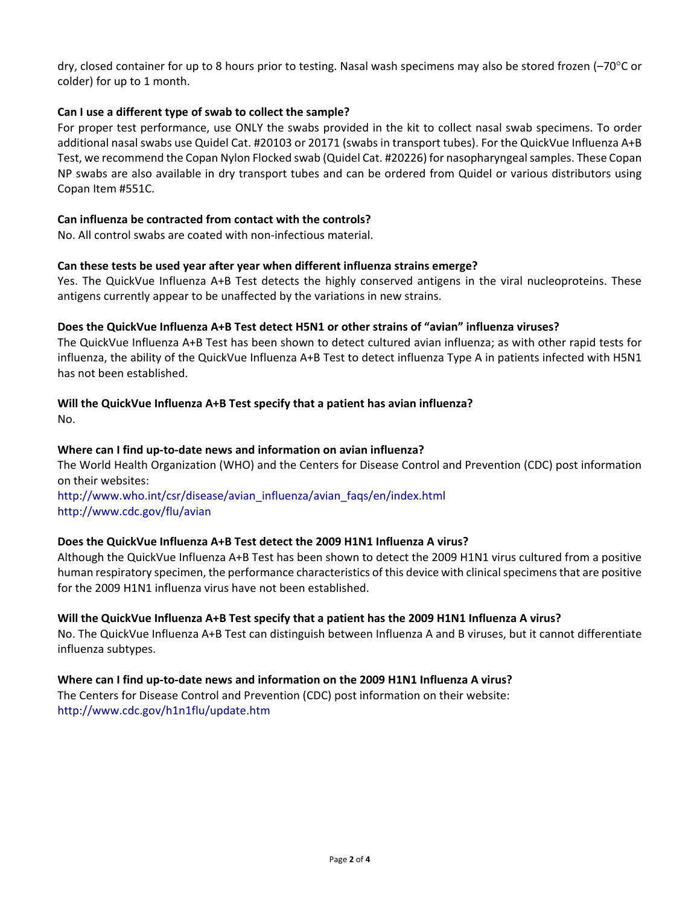dry, closed container for up to 8 hours prior to testing. Nasal wash specimens may also be stored frozen (–70°C or colder) for up to 1 month.

**Can I use a different type of swab to collect the sample?**

For proper test performance, use ONLY the swabs provided in the kit to collect nasal swab specimens. To order additional nasal swabs use Quidel Cat. #20103 or 20171 (swabs in transport tubes). For the QuickVue Influenza A+B Test, we recommend the Copan Nylon Flocked swab (Quidel Cat. #20226) for nasopharyngeal samples. These Copan NP swabs are also available in dry transport tubes and can be ordered from Quidel or various distributors using Copan Item #551C.

**Can influenza be contracted from contact with the controls?**

No. All control swabs are coated with non-infectious material.

**Can these tests be used year after year when different influenza strains emerge?**

Yes. The QuickVue Influenza A+B Test detects the highly conserved antigens in the viral nucleoproteins. These antigens currently appear to be unaffected by the variations in new strains.

**Does the QuickVue Influenza A+B Test detect H5N1 or other strains of "avian" influenza viruses?**

The QuickVue Influenza A+B Test has been shown to detect cultured avian influenza; as with other rapid tests for influenza, the ability of the QuickVue Influenza A+B Test to detect influenza Type A in patients infected with H5N1 has not been established.

**Will the QuickVue Influenza A+B Test specify that a patient has avian influenza?**

No.

**Where can I find up-to-date news and information on avian influenza?**

The World Health Organization (WHO) and the Centers for Disease Control and Prevention (CDC) post information on their websites:
http://www.who.int/csr/disease/avian_influenza/avian_faqs/en/index.html
http://www.cdc.gov/flu/avian

**Does the QuickVue Influenza A+B Test detect the 2009 H1N1 Influenza A virus?**

Although the QuickVue Influenza A+B Test has been shown to detect the 2009 H1N1 virus cultured from a positive human respiratory specimen, the performance characteristics of this device with clinical specimens that are positive for the 2009 H1N1 influenza virus have not been established.

**Will the QuickVue Influenza A+B Test specify that a patient has the 2009 H1N1 Influenza A virus?**

No. The QuickVue Influenza A+B Test can distinguish between Influenza A and B viruses, but it cannot differentiate influenza subtypes.

**Where can I find up-to-date news and information on the 2009 H1N1 Influenza A virus?**

The Centers for Disease Control and Prevention (CDC) post information on their website:
http://www.cdc.gov/h1n1flu/update.htm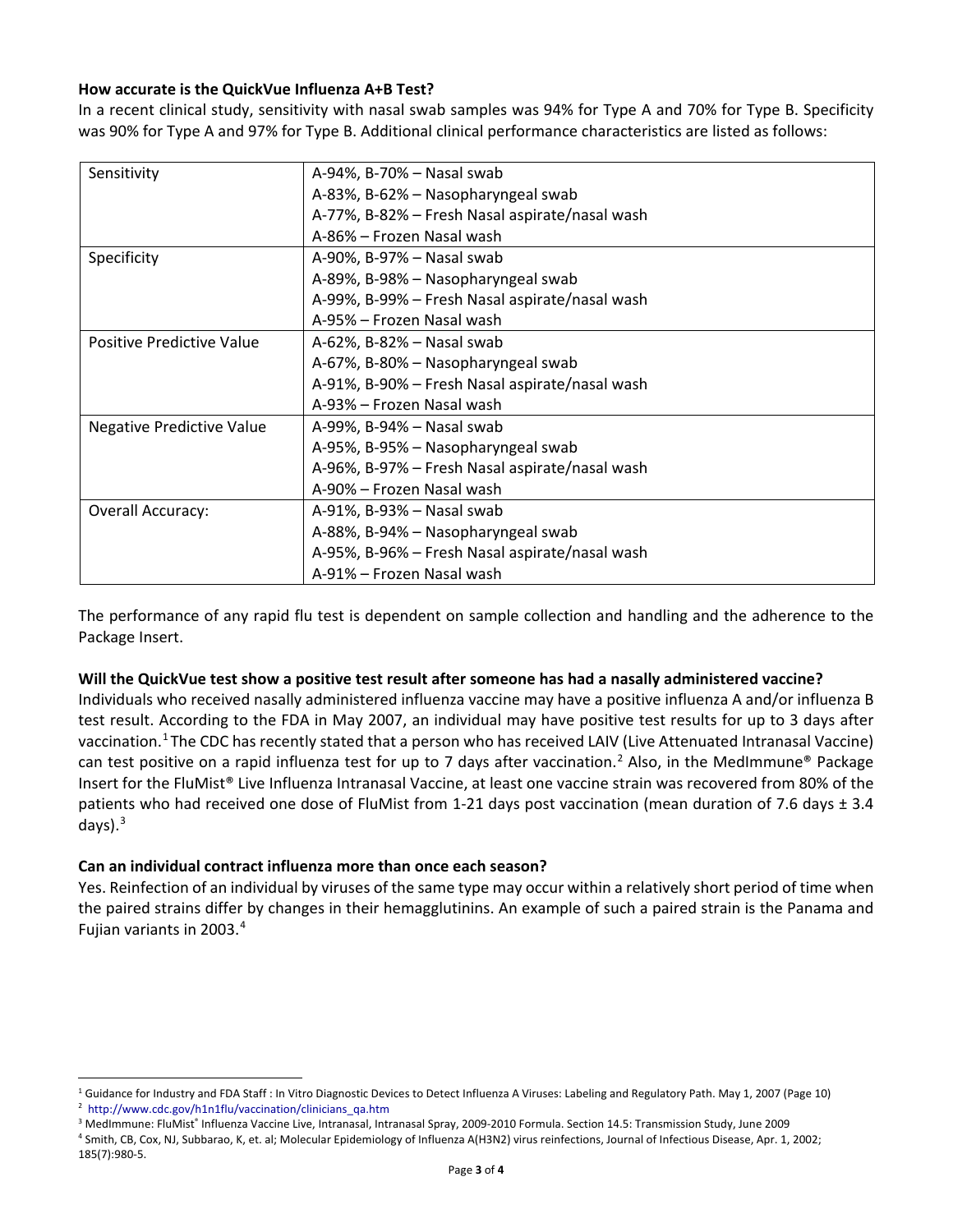**How accurate is the QuickVue Influenza A+B Test?**

In a recent clinical study, sensitivity with nasal swab samples was 94% for Type A and 70% for Type B. Specificity was 90% for Type A and 97% for Type B. Additional clinical performance characteristics are listed as follows:

| | |
|---|---|
| Sensitivity | A-94%, B-70% – Nasal swab<br>A-83%, B-62% – Nasopharyngeal swab<br>A-77%, B-82% – Fresh Nasal aspirate/nasal wash<br>A-86% – Frozen Nasal wash |
| Specificity | A-90%, B-97% – Nasal swab<br>A-89%, B-98% – Nasopharyngeal swab<br>A-99%, B-99% – Fresh Nasal aspirate/nasal wash<br>A-95% – Frozen Nasal wash |
| Positive Predictive Value | A-62%, B-82% – Nasal swab<br>A-67%, B-80% – Nasopharyngeal swab<br>A-91%, B-90% – Fresh Nasal aspirate/nasal wash<br>A-93% – Frozen Nasal wash |
| Negative Predictive Value | A-99%, B-94% – Nasal swab<br>A-95%, B-95% – Nasopharyngeal swab<br>A-96%, B-97% – Fresh Nasal aspirate/nasal wash<br>A-90% – Frozen Nasal wash |
| Overall Accuracy: | A-91%, B-93% – Nasal swab<br>A-88%, B-94% – Nasopharyngeal swab<br>A-95%, B-96% – Fresh Nasal aspirate/nasal wash<br>A-91% – Frozen Nasal wash |

The performance of any rapid flu test is dependent on sample collection and handling and the adherence to the Package Insert.

**Will the QuickVue test show a positive test result after someone has had a nasally administered vaccine?**

Individuals who received nasally administered influenza vaccine may have a positive influenza A and/or influenza B test result. According to the FDA in May 2007, an individual may have positive test results for up to 3 days after vaccination.[1] The CDC has recently stated that a person who has received LAIV (Live Attenuated Intranasal Vaccine) can test positive on a rapid influenza test for up to 7 days after vaccination.[2] Also, in the MedImmune® Package Insert for the FluMist® Live Influenza Intranasal Vaccine, at least one vaccine strain was recovered from 80% of the patients who had received one dose of FluMist from 1-21 days post vaccination (mean duration of 7.6 days ± 3.4 days).[3]

**Can an individual contract influenza more than once each season?**

Yes. Reinfection of an individual by viruses of the same type may occur within a relatively short period of time when the paired strains differ by changes in their hemagglutinins. An example of such a paired strain is the Panama and Fujian variants in 2003.[4]

---

[1] Guidance for Industry and FDA Staff : In Vitro Diagnostic Devices to Detect Influenza A Viruses: Labeling and Regulatory Path. May 1, 2007 (Page 10)

[2] http://www.cdc.gov/h1n1flu/vaccination/clinicians_qa.htm

[3] MedImmune: FluMist® Influenza Vaccine Live, Intranasal, Intranasal Spray, 2009-2010 Formula. Section 14.5: Transmission Study, June 2009

[4] Smith, CB, Cox, NJ, Subbarao, K, et. al; Molecular Epidemiology of Influenza A(H3N2) virus reinfections, Journal of Infectious Disease, Apr. 1, 2002; 185(7):980-5.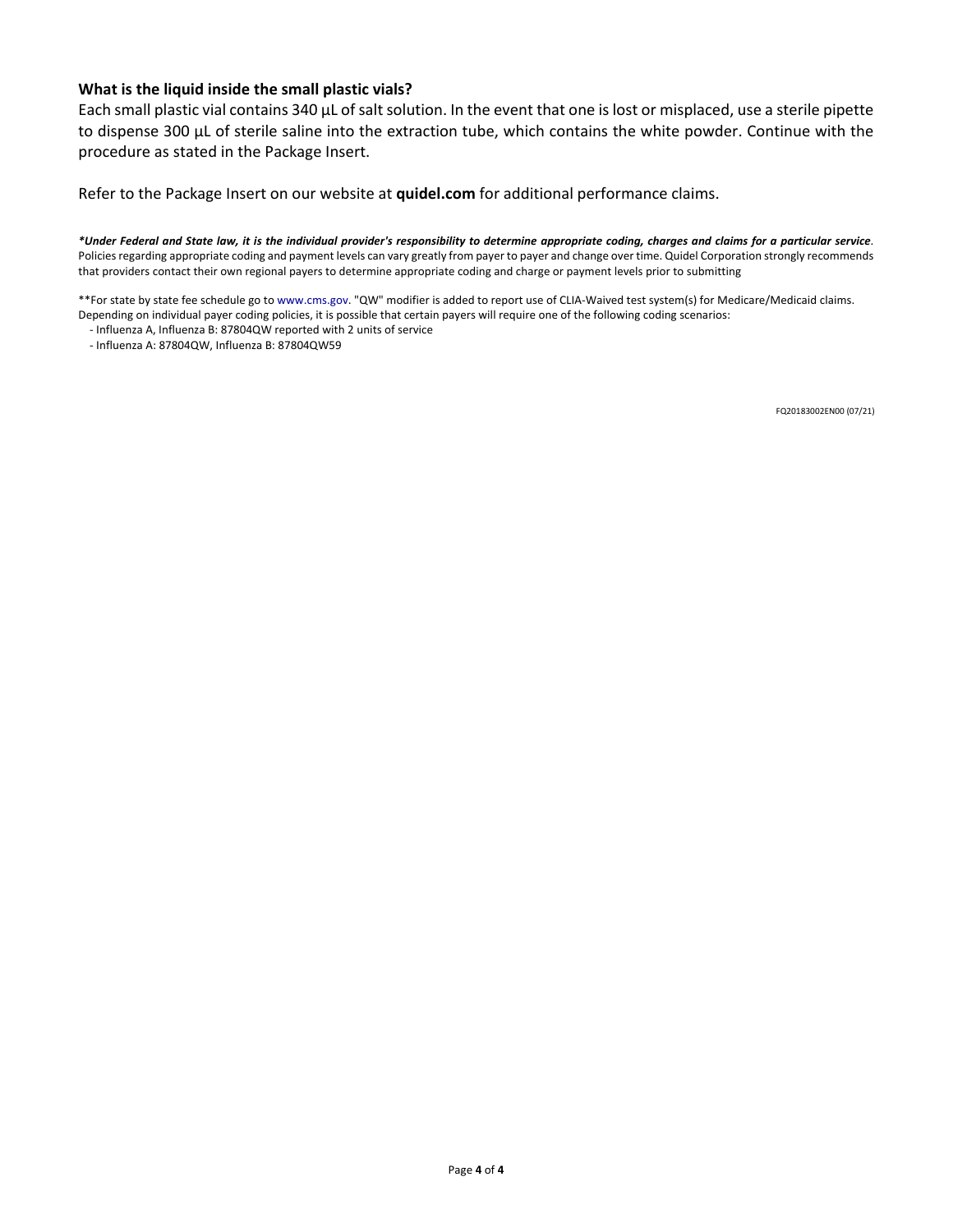### What is the liquid inside the small plastic vials?

Each small plastic vial contains 340 µL of salt solution. In the event that one is lost or misplaced, use a sterile pipette to dispense 300 µL of sterile saline into the extraction tube, which contains the white powder. Continue with the procedure as stated in the Package Insert.

Refer to the Package Insert on our website at **quidel.com** for additional performance claims.

***Under Federal and State law, it is the individual provider's responsibility to determine appropriate coding, charges and claims for a particular service**. Policies regarding appropriate coding and payment levels can vary greatly from payer to payer and change over time. Quidel Corporation strongly recommends that providers contact their own regional payers to determine appropriate coding and charge or payment levels prior to submitting

**For state by state fee schedule go to www.cms.gov. "QW" modifier is added to report use of CLIA-Waived test system(s) for Medicare/Medicaid claims. Depending on individual payer coding policies, it is possible that certain payers will require one of the following coding scenarios:

- Influenza A, Influenza B: 87804QW reported with 2 units of service
- Influenza A: 87804QW, Influenza B: 87804QW59

FQ20183002EN00 (07/21)